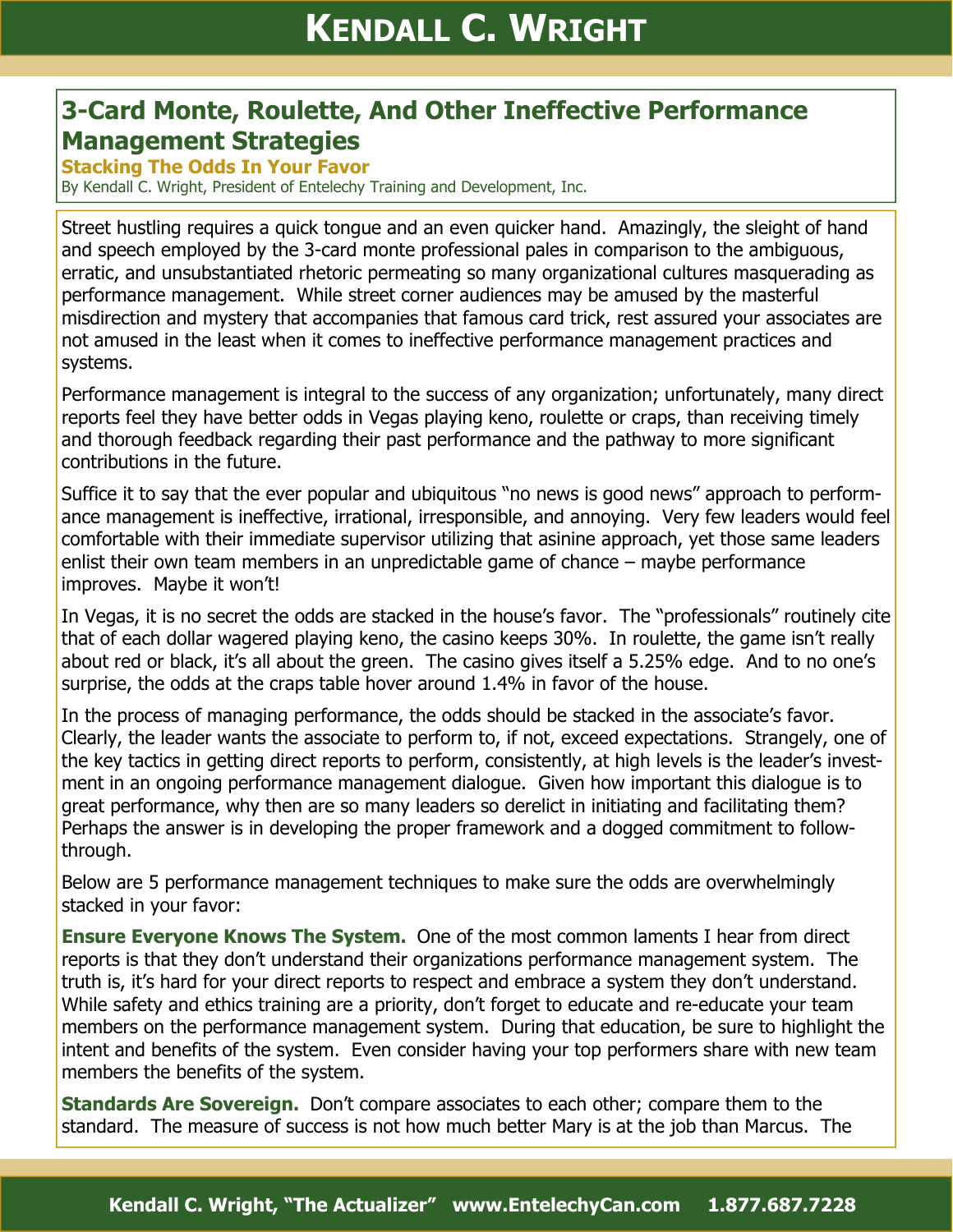# 3-Card Monte, Roulette, And Other Ineffective Performance Management Strategies

### Stacking The Odds In Your Favor

By Kendall C. Wright, President of Entelechy Training and Development, Inc.

Street hustling requires a quick tongue and an even quicker hand. Amazingly, the sleight of hand and speech employed by the 3-card monte professional pales in comparison to the ambiguous, erratic, and unsubstantiated rhetoric permeating so many organizational cultures masquerading as performance management. While street corner audiences may be amused by the masterful misdirection and mystery that accompanies that famous card trick, rest assured your associates are not amused in the least when it comes to ineffective performance management practices and systems.

Performance management is integral to the success of any organization; unfortunately, many direct reports feel they have better odds in Vegas playing keno, roulette or craps, than receiving timely and thorough feedback regarding their past performance and the pathway to more significant contributions in the future.

Suffice it to say that the ever popular and ubiquitous "no news is good news" approach to performance management is ineffective, irrational, irresponsible, and annoying. Very few leaders would feel comfortable with their immediate supervisor utilizing that asinine approach, yet those same leaders enlist their own team members in an unpredictable game of chance – maybe performance improves. Maybe it won't!

In Vegas, it is no secret the odds are stacked in the house's favor. The "professionals" routinely cite that of each dollar wagered playing keno, the casino keeps 30%. In roulette, the game isn't really about red or black, it's all about the green. The casino gives itself a 5.25% edge. And to no one's surprise, the odds at the craps table hover around 1.4% in favor of the house.

In the process of managing performance, the odds should be stacked in the associate's favor. Clearly, the leader wants the associate to perform to, if not, exceed expectations. Strangely, one of the key tactics in getting direct reports to perform, consistently, at high levels is the leader's investment in an ongoing performance management dialogue. Given how important this dialogue is to great performance, why then are so many leaders so derelict in initiating and facilitating them? Perhaps the answer is in developing the proper framework and a dogged commitment to follow-through.

Below are 5 performance management techniques to make sure the odds are overwhelmingly stacked in your favor:

**Ensure Everyone Knows The System.** One of the most common laments I hear from direct reports is that they don't understand their organizations performance management system. The truth is, it's hard for your direct reports to respect and embrace a system they don't understand. While safety and ethics training are a priority, don't forget to educate and re-educate your team members on the performance management system. During that education, be sure to highlight the intent and benefits of the system. Even consider having your top performers share with new team members the benefits of the system.

**Standards Are Sovereign.** Don't compare associates to each other; compare them to the standard. The measure of success is not how much better Mary is at the job than Marcus. The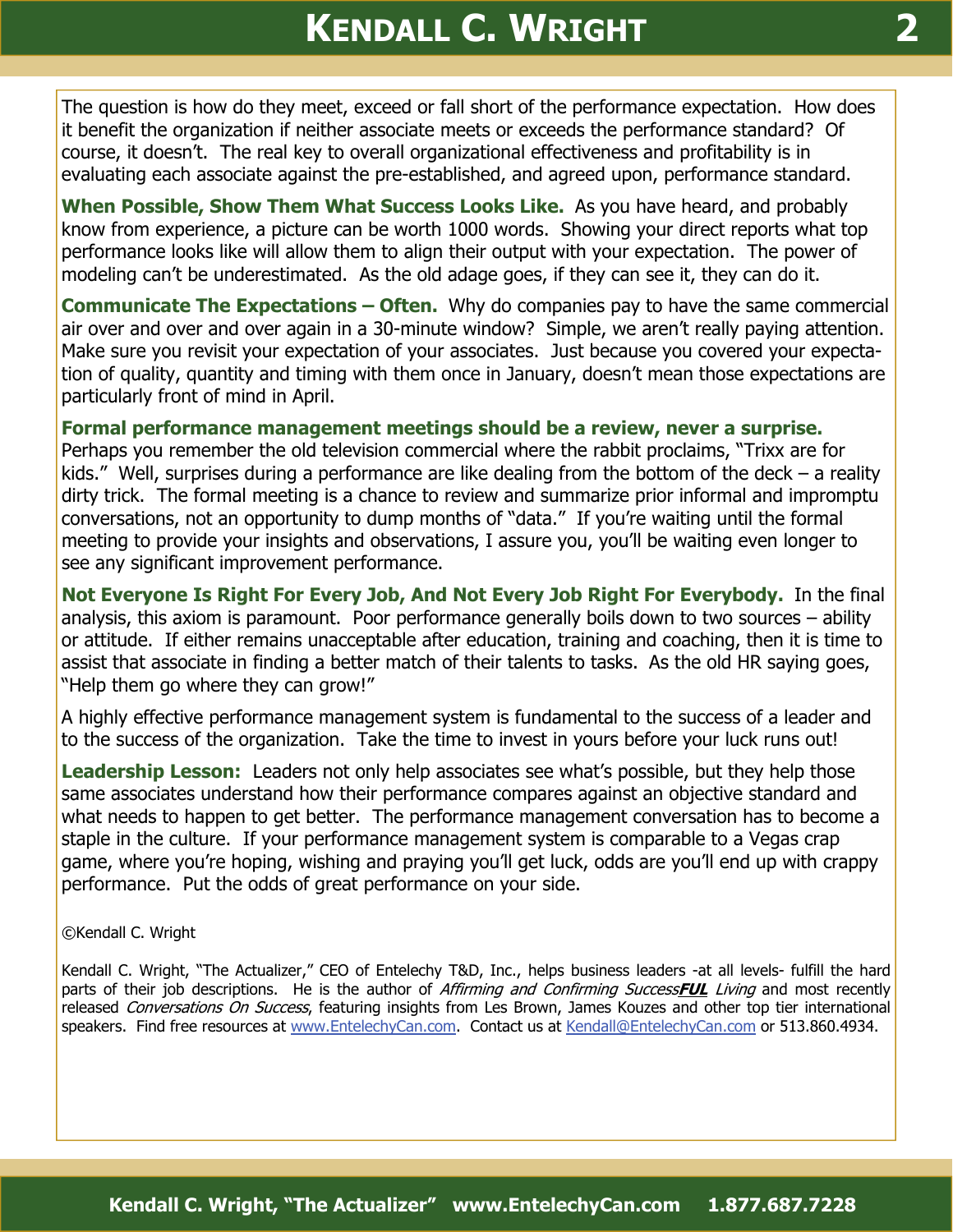The question is how do they meet, exceed or fall short of the performance expectation. How does it benefit the organization if neither associate meets or exceeds the performance standard? Of course, it doesn't. The real key to overall organizational effectiveness and profitability is in evaluating each associate against the pre-established, and agreed upon, performance standard.

**When Possible, Show Them What Success Looks Like.** As you have heard, and probably know from experience, a picture can be worth 1000 words. Showing your direct reports what top performance looks like will allow them to align their output with your expectation. The power of modeling can't be underestimated. As the old adage goes, if they can see it, they can do it.

**Communicate The Expectations – Often.** Why do companies pay to have the same commercial air over and over and over again in a 30-minute window? Simple, we aren't really paying attention. Make sure you revisit your expectation of your associates. Just because you covered your expectation of quality, quantity and timing with them once in January, doesn't mean those expectations are particularly front of mind in April.

**Formal performance management meetings should be a review, never a surprise.** Perhaps you remember the old television commercial where the rabbit proclaims, "Trixx are for kids." Well, surprises during a performance are like dealing from the bottom of the deck – a reality dirty trick. The formal meeting is a chance to review and summarize prior informal and impromptu conversations, not an opportunity to dump months of "data." If you're waiting until the formal meeting to provide your insights and observations, I assure you, you'll be waiting even longer to see any significant improvement performance.

**Not Everyone Is Right For Every Job, And Not Every Job Right For Everybody.** In the final analysis, this axiom is paramount. Poor performance generally boils down to two sources – ability or attitude. If either remains unacceptable after education, training and coaching, then it is time to assist that associate in finding a better match of their talents to tasks. As the old HR saying goes, "Help them go where they can grow!"

A highly effective performance management system is fundamental to the success of a leader and to the success of the organization. Take the time to invest in yours before your luck runs out!

**Leadership Lesson:** Leaders not only help associates see what's possible, but they help those same associates understand how their performance compares against an objective standard and what needs to happen to get better. The performance management conversation has to become a staple in the culture. If your performance management system is comparable to a Vegas crap game, where you're hoping, wishing and praying you'll get luck, odds are you'll end up with crappy performance. Put the odds of great performance on your side.

©Kendall C. Wright

Kendall C. Wright, "The Actualizer," CEO of Entelechy T&D, Inc., helps business leaders -at all levels- fulfill the hard parts of their job descriptions. He is the author of *Affirming and Confirming Success**FUL** Living* and most recently released *Conversations On Success*, featuring insights from Les Brown, James Kouzes and other top tier international speakers. Find free resources at www.EntelechyCan.com. Contact us at Kendall@EntelechyCan.com or 513.860.4934.